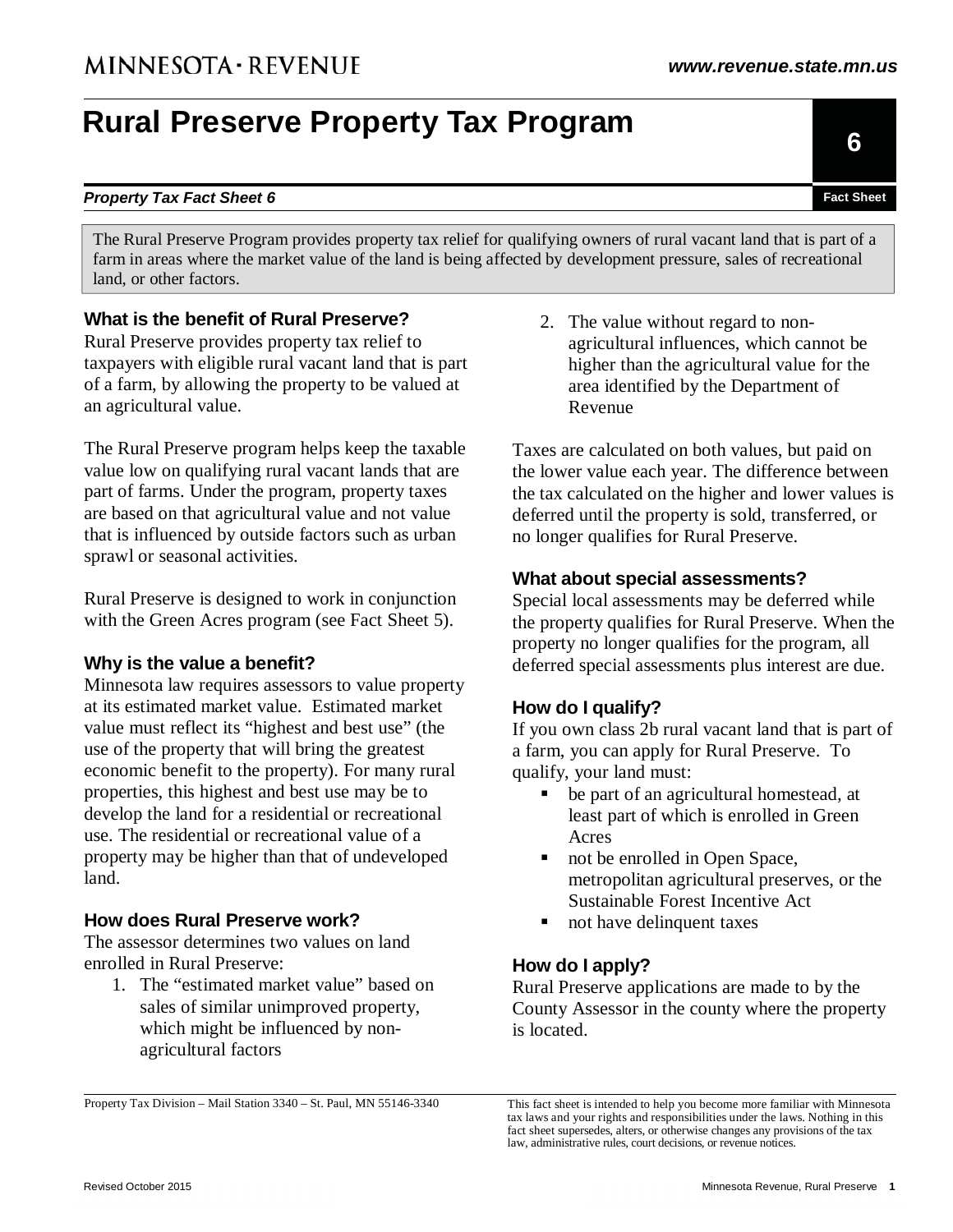MINNESOTA · REVENUE

www.revenue.state.mn.us

# Rural Preserve Property Tax Program

**6**

***Property Tax Fact Sheet 6***

**Fact Sheet**

The Rural Preserve Program provides property tax relief for qualifying owners of rural vacant land that is part of a farm in areas where the market value of the land is being affected by development pressure, sales of recreational land, or other factors.

### What is the benefit of Rural Preserve?

Rural Preserve provides property tax relief to taxpayers with eligible rural vacant land that is part of a farm, by allowing the property to be valued at an agricultural value.

The Rural Preserve program helps keep the taxable value low on qualifying rural vacant lands that are part of farms. Under the program, property taxes are based on that agricultural value and not value that is influenced by outside factors such as urban sprawl or seasonal activities.

Rural Preserve is designed to work in conjunction with the Green Acres program (see Fact Sheet 5).

### Why is the value a benefit?

Minnesota law requires assessors to value property at its estimated market value. Estimated market value must reflect its "highest and best use" (the use of the property that will bring the greatest economic benefit to the property). For many rural properties, this highest and best use may be to develop the land for a residential or recreational use. The residential or recreational value of a property may be higher than that of undeveloped land.

### How does Rural Preserve work?

The assessor determines two values on land enrolled in Rural Preserve:

1. The "estimated market value" based on sales of similar unimproved property, which might be influenced by non-agricultural factors
2. The value without regard to non-agricultural influences, which cannot be higher than the agricultural value for the area identified by the Department of Revenue

Taxes are calculated on both values, but paid on the lower value each year. The difference between the tax calculated on the higher and lower values is deferred until the property is sold, transferred, or no longer qualifies for Rural Preserve.

### What about special assessments?

Special local assessments may be deferred while the property qualifies for Rural Preserve. When the property no longer qualifies for the program, all deferred special assessments plus interest are due.

### How do I qualify?

If you own class 2b rural vacant land that is part of a farm, you can apply for Rural Preserve. To qualify, your land must:

- be part of an agricultural homestead, at least part of which is enrolled in Green Acres
- not be enrolled in Open Space, metropolitan agricultural preserves, or the Sustainable Forest Incentive Act
- not have delinquent taxes

### How do I apply?

Rural Preserve applications are made to by the County Assessor in the county where the property is located.

Property Tax Division – Mail Station 3340 – St. Paul, MN 55146-3340

This fact sheet is intended to help you become more familiar with Minnesota tax laws and your rights and responsibilities under the laws. Nothing in this fact sheet supersedes, alters, or otherwise changes any provisions of the tax law, administrative rules, court decisions, or revenue notices.

Revised October 2015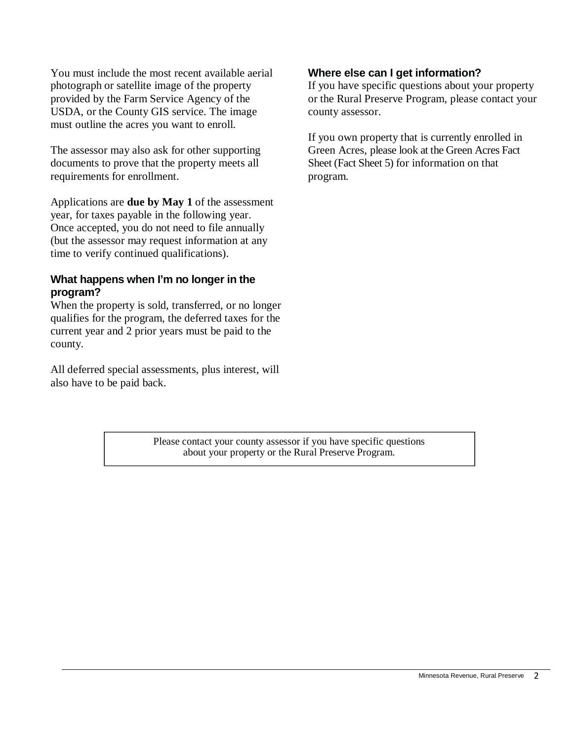You must include the most recent available aerial photograph or satellite image of the property provided by the Farm Service Agency of the USDA, or the County GIS service. The image must outline the acres you want to enroll.

The assessor may also ask for other supporting documents to prove that the property meets all requirements for enrollment.

Applications are **due by May 1** of the assessment year, for taxes payable in the following year. Once accepted, you do not need to file annually (but the assessor may request information at any time to verify continued qualifications).

### What happens when I'm no longer in the program?

When the property is sold, transferred, or no longer qualifies for the program, the deferred taxes for the current year and 2 prior years must be paid to the county.

All deferred special assessments, plus interest, will also have to be paid back.

### Where else can I get information?

If you have specific questions about your property or the Rural Preserve Program, please contact your county assessor.

If you own property that is currently enrolled in Green Acres, please look at the Green Acres Fact Sheet (Fact Sheet 5) for information on that program.

Please contact your county assessor if you have specific questions about your property or the Rural Preserve Program.